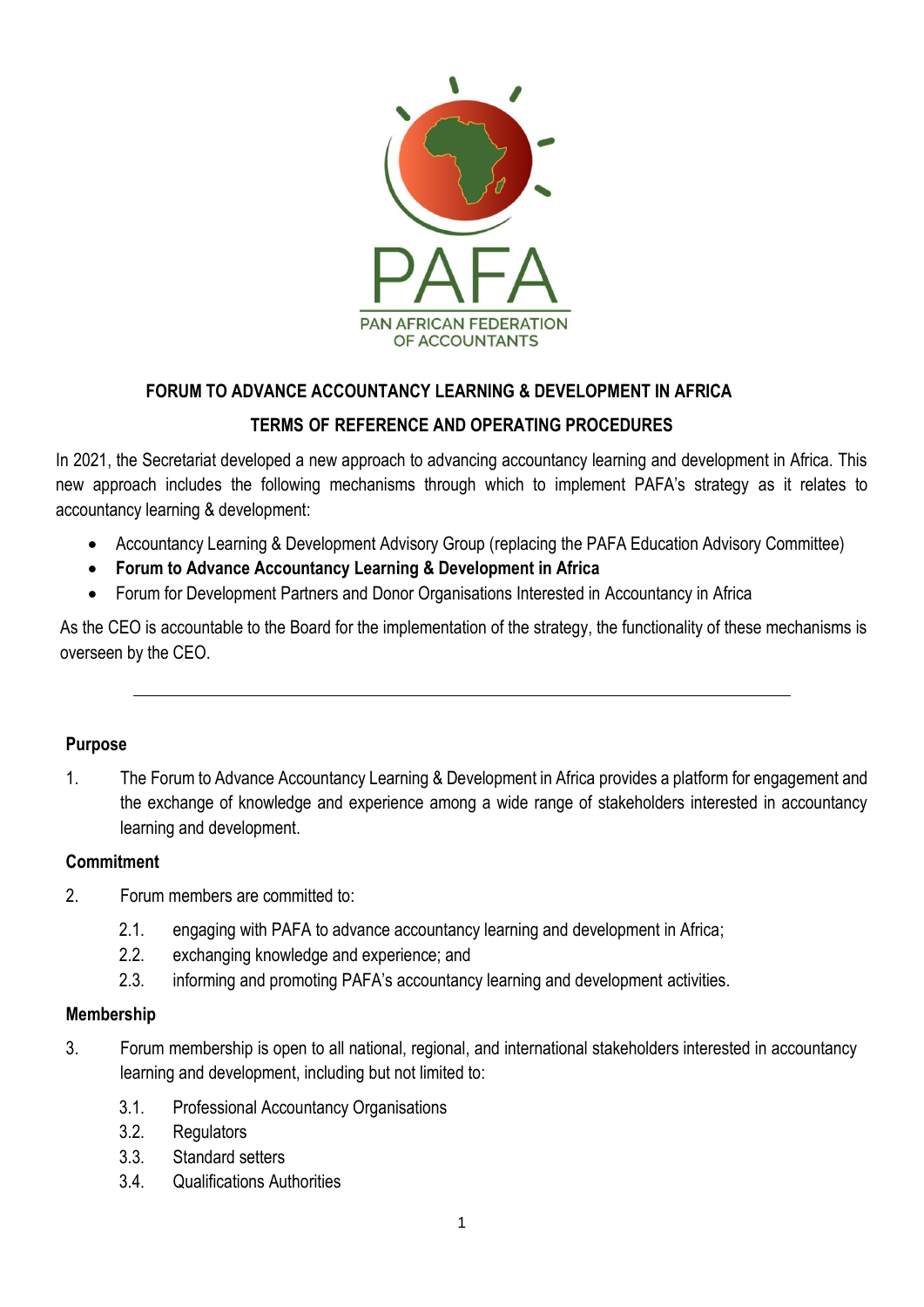PAFA

PAN AFRICAN FEDERATION OF ACCOUNTANTS

## FORUM TO ADVANCE ACCOUNTANCY LEARNING & DEVELOPMENT IN AFRICA

## TERMS OF REFERENCE AND OPERATING PROCEDURES

In 2021, the Secretariat developed a new approach to advancing accountancy learning and development in Africa. This new approach includes the following mechanisms through which to implement PAFA's strategy as it relates to accountancy learning & development:

- Accountancy Learning & Development Advisory Group (replacing the PAFA Education Advisory Committee)
- **Forum to Advance Accountancy Learning & Development in Africa**
- Forum for Development Partners and Donor Organisations Interested in Accountancy in Africa

As the CEO is accountable to the Board for the implementation of the strategy, the functionality of these mechanisms is overseen by the CEO.

---

### Purpose

1. The Forum to Advance Accountancy Learning & Development in Africa provides a platform for engagement and the exchange of knowledge and experience among a wide range of stakeholders interested in accountancy learning and development.

### Commitment

2. Forum members are committed to:

   2.1. engaging with PAFA to advance accountancy learning and development in Africa;

   2.2. exchanging knowledge and experience; and

   2.3. informing and promoting PAFA's accountancy learning and development activities.

### Membership

3. Forum membership is open to all national, regional, and international stakeholders interested in accountancy learning and development, including but not limited to:

   3.1. Professional Accountancy Organisations

   3.2. Regulators

   3.3. Standard setters

   3.4. Qualifications Authorities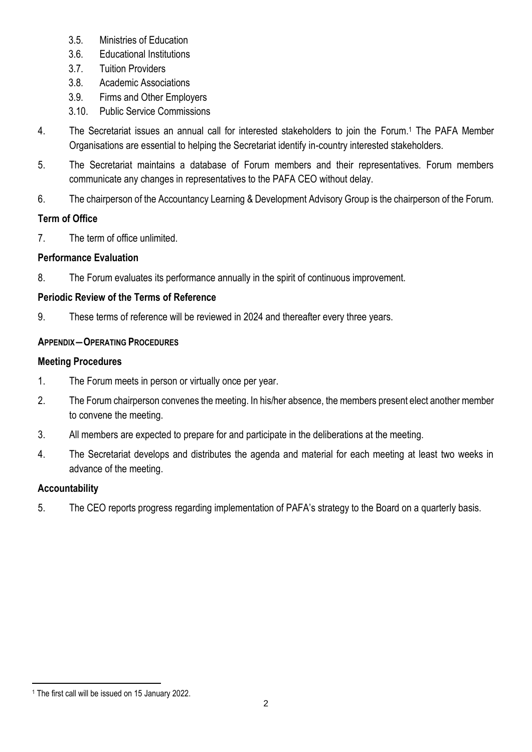3.5. Ministries of Education
3.6. Educational Institutions
3.7. Tuition Providers
3.8. Academic Associations
3.9. Firms and Other Employers
3.10. Public Service Commissions

4. The Secretariat issues an annual call for interested stakeholders to join the Forum.[1] The PAFA Member Organisations are essential to helping the Secretariat identify in-country interested stakeholders.

5. The Secretariat maintains a database of Forum members and their representatives. Forum members communicate any changes in representatives to the PAFA CEO without delay.

6. The chairperson of the Accountancy Learning & Development Advisory Group is the chairperson of the Forum.

**Term of Office**

7. The term of office unlimited.

**Performance Evaluation**

8. The Forum evaluates its performance annually in the spirit of continuous improvement.

**Periodic Review of the Terms of Reference**

9. These terms of reference will be reviewed in 2024 and thereafter every three years.

**APPENDIX—OPERATING PROCEDURES**

**Meeting Procedures**

1. The Forum meets in person or virtually once per year.

2. The Forum chairperson convenes the meeting. In his/her absence, the members present elect another member to convene the meeting.

3. All members are expected to prepare for and participate in the deliberations at the meeting.

4. The Secretariat develops and distributes the agenda and material for each meeting at least two weeks in advance of the meeting.

**Accountability**

5. The CEO reports progress regarding implementation of PAFA's strategy to the Board on a quarterly basis.

[1] The first call will be issued on 15 January 2022.